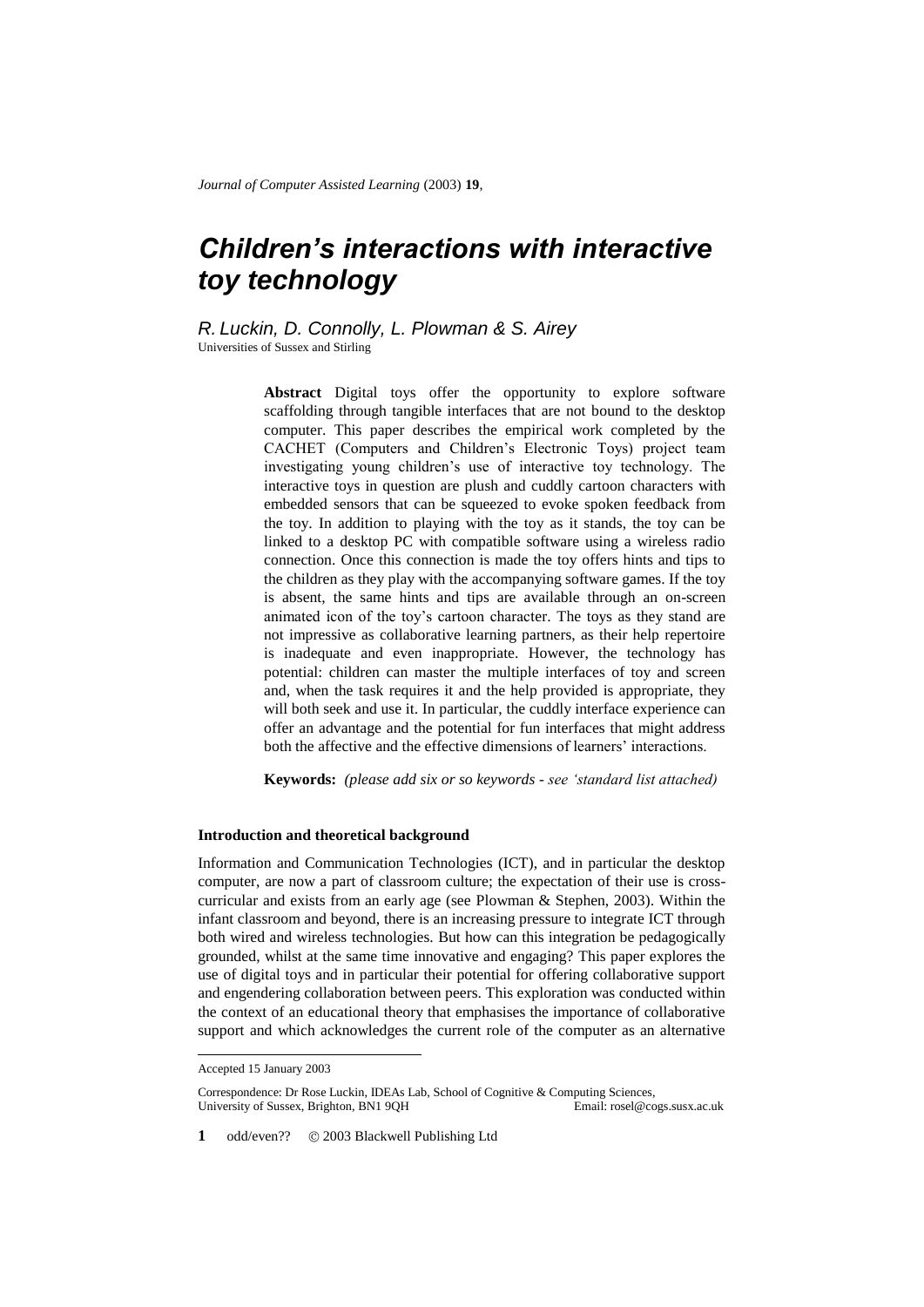# *Children's interactions with interactive toy technology*

*R. Luckin, D. Connolly, L. Plowman & S. Airey*

Universities of Sussex and Stirling

**Abstract** Digital toys offer the opportunity to explore software scaffolding through tangible interfaces that are not bound to the desktop computer. This paper describes the empirical work completed by the CACHET (Computers and Children's Electronic Toys) project team investigating young children's use of interactive toy technology. The interactive toys in question are plush and cuddly cartoon characters with embedded sensors that can be squeezed to evoke spoken feedback from the toy. In addition to playing with the toy as it stands, the toy can be linked to a desktop PC with compatible software using a wireless radio connection. Once this connection is made the toy offers hints and tips to the children as they play with the accompanying software games. If the toy is absent, the same hints and tips are available through an on-screen animated icon of the toy's cartoon character. The toys as they stand are not impressive as collaborative learning partners, as their help repertoire is inadequate and even inappropriate. However, the technology has potential: children can master the multiple interfaces of toy and screen and, when the task requires it and the help provided is appropriate, they will both seek and use it. In particular, the cuddly interface experience can offer an advantage and the potential for fun interfaces that might address both the affective and the effective dimensions of learners' interactions.

**Keywords:** *(please add six or so keywords - see 'standard list attached)*

### Introduction and theoretical background

Information and Communication Technologies (ICT), and in particular the desktop computer, are now a part of classroom culture; the expectation of their use is cross-curricular and exists from an early age (see Plowman & Stephen, 2003). Within the infant classroom and beyond, there is an increasing pressure to integrate ICT through both wired and wireless technologies. But how can this integration be pedagogically grounded, whilst at the same time innovative and engaging? This paper explores the use of digital toys and in particular their potential for offering collaborative support and engendering collaboration between peers. This exploration was conducted within the context of an educational theory that emphasises the importance of collaborative support and which acknowledges the current role of the computer as an alternative

---

Accepted 15 January 2003

Correspondence: Dr Rose Luckin, IDEAs Lab, School of Cognitive & Computing Sciences, University of Sussex, Brighton, BN1 9QH Email: rosel@cogs.susx.ac.uk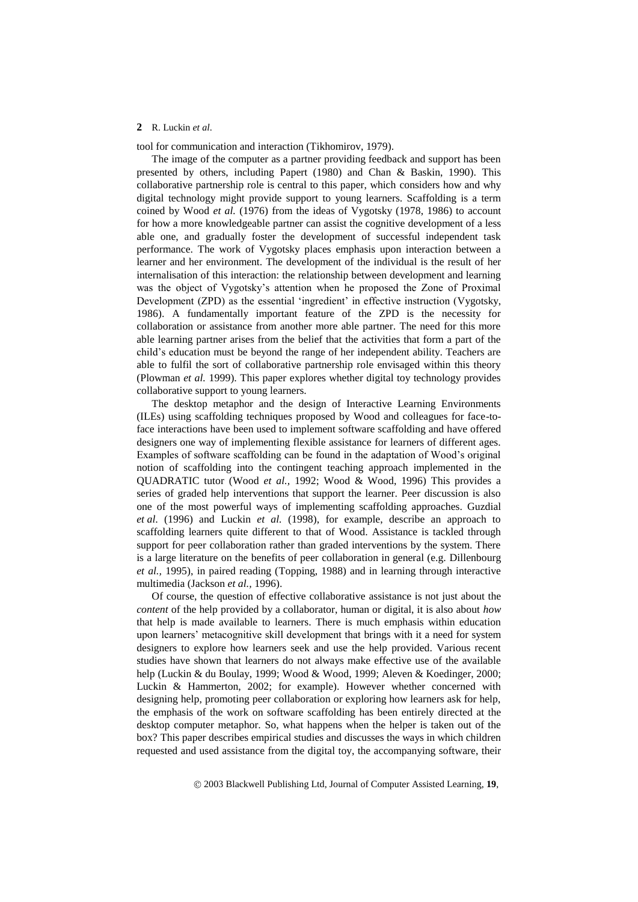tool for communication and interaction (Tikhomirov, 1979).

The image of the computer as a partner providing feedback and support has been presented by others, including Papert (1980) and Chan & Baskin, 1990). This collaborative partnership role is central to this paper, which considers how and why digital technology might provide support to young learners. Scaffolding is a term coined by Wood *et al.* (1976) from the ideas of Vygotsky (1978, 1986) to account for how a more knowledgeable partner can assist the cognitive development of a less able one, and gradually foster the development of successful independent task performance. The work of Vygotsky places emphasis upon interaction between a learner and her environment. The development of the individual is the result of her internalisation of this interaction: the relationship between development and learning was the object of Vygotsky's attention when he proposed the Zone of Proximal Development (ZPD) as the essential 'ingredient' in effective instruction (Vygotsky, 1986). A fundamentally important feature of the ZPD is the necessity for collaboration or assistance from another more able partner. The need for this more able learning partner arises from the belief that the activities that form a part of the child's education must be beyond the range of her independent ability. Teachers are able to fulfil the sort of collaborative partnership role envisaged within this theory (Plowman *et al.* 1999). This paper explores whether digital toy technology provides collaborative support to young learners.

The desktop metaphor and the design of Interactive Learning Environments (ILEs) using scaffolding techniques proposed by Wood and colleagues for face-to-face interactions have been used to implement software scaffolding and have offered designers one way of implementing flexible assistance for learners of different ages. Examples of software scaffolding can be found in the adaptation of Wood's original notion of scaffolding into the contingent teaching approach implemented in the QUADRATIC tutor (Wood *et al.,* 1992; Wood & Wood, 1996) This provides a series of graded help interventions that support the learner. Peer discussion is also one of the most powerful ways of implementing scaffolding approaches. Guzdial *et al.* (1996) and Luckin *et al.* (1998), for example, describe an approach to scaffolding learners quite different to that of Wood. Assistance is tackled through support for peer collaboration rather than graded interventions by the system. There is a large literature on the benefits of peer collaboration in general (e.g. Dillenbourg *et al.,* 1995), in paired reading (Topping, 1988) and in learning through interactive multimedia (Jackson *et al.,* 1996).

Of course, the question of effective collaborative assistance is not just about the *content* of the help provided by a collaborator, human or digital, it is also about *how* that help is made available to learners. There is much emphasis within education upon learners' metacognitive skill development that brings with it a need for system designers to explore how learners seek and use the help provided. Various recent studies have shown that learners do not always make effective use of the available help (Luckin & du Boulay, 1999; Wood & Wood, 1999; Aleven & Koedinger, 2000; Luckin & Hammerton, 2002; for example). However whether concerned with designing help, promoting peer collaboration or exploring how learners ask for help, the emphasis of the work on software scaffolding has been entirely directed at the desktop computer metaphor. So, what happens when the helper is taken out of the box? This paper describes empirical studies and discusses the ways in which children requested and used assistance from the digital toy, the accompanying software, their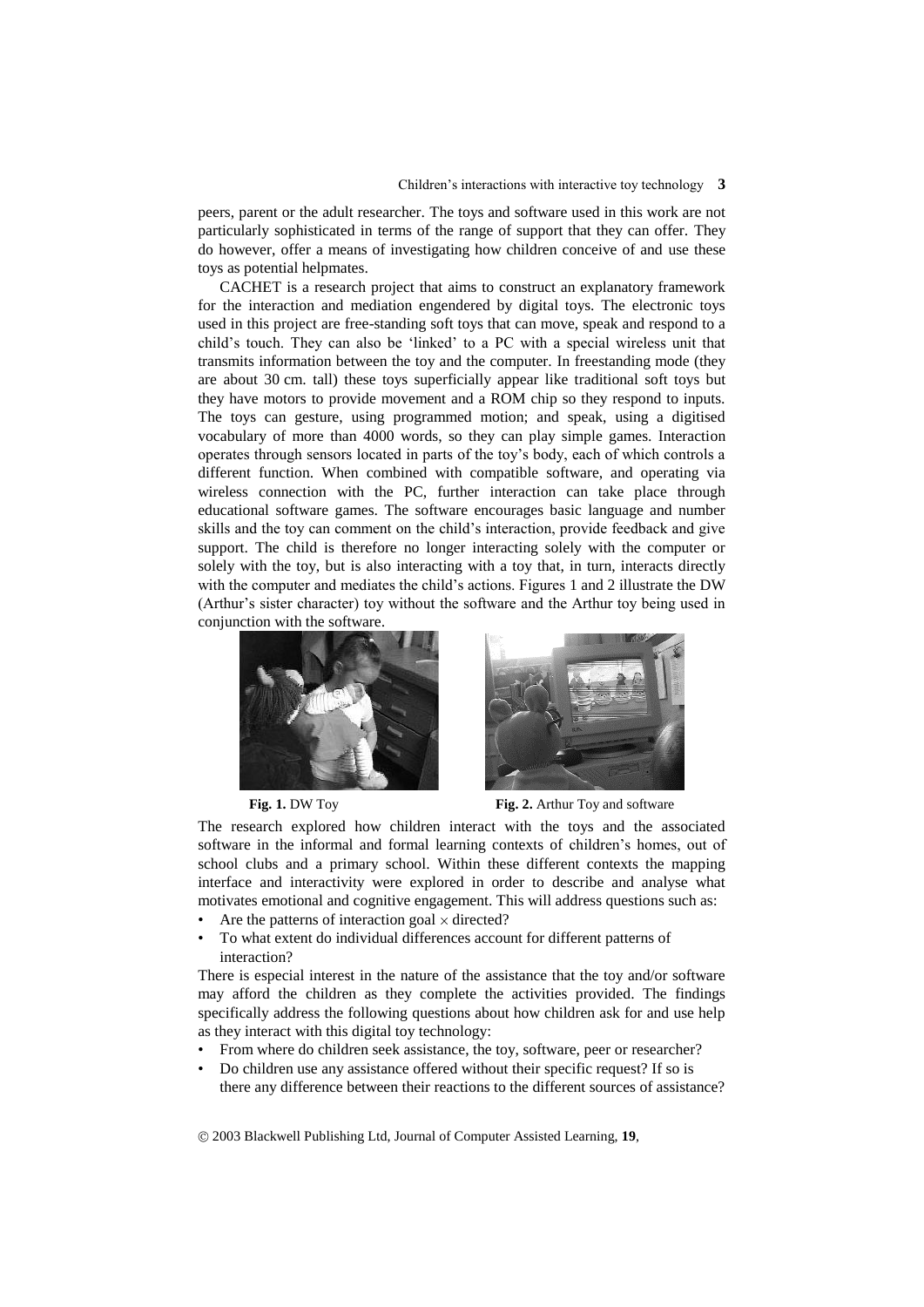peers, parent or the adult researcher. The toys and software used in this work are not particularly sophisticated in terms of the range of support that they can offer. They do however, offer a means of investigating how children conceive of and use these toys as potential helpmates.

CACHET is a research project that aims to construct an explanatory framework for the interaction and mediation engendered by digital toys. The electronic toys used in this project are free-standing soft toys that can move, speak and respond to a child's touch. They can also be 'linked' to a PC with a special wireless unit that transmits information between the toy and the computer. In freestanding mode (they are about 30 cm. tall) these toys superficially appear like traditional soft toys but they have motors to provide movement and a ROM chip so they respond to inputs. The toys can gesture, using programmed motion; and speak, using a digitised vocabulary of more than 4000 words, so they can play simple games. Interaction operates through sensors located in parts of the toy's body, each of which controls a different function. When combined with compatible software, and operating via wireless connection with the PC, further interaction can take place through educational software games. The software encourages basic language and number skills and the toy can comment on the child's interaction, provide feedback and give support. The child is therefore no longer interacting solely with the computer or solely with the toy, but is also interacting with a toy that, in turn, interacts directly with the computer and mediates the child's actions. Figures 1 and 2 illustrate the DW (Arthur's sister character) toy without the software and the Arthur toy being used in conjunction with the software.

**Fig. 1.** DW Toy

**Fig. 2.** Arthur Toy and software

The research explored how children interact with the toys and the associated software in the informal and formal learning contexts of children's homes, out of school clubs and a primary school. Within these different contexts the mapping interface and interactivity were explored in order to describe and analyse what motivates emotional and cognitive engagement. This will address questions such as:

- Are the patterns of interaction goal × directed?
- To what extent do individual differences account for different patterns of interaction?

There is especial interest in the nature of the assistance that the toy and/or software may afford the children as they complete the activities provided. The findings specifically address the following questions about how children ask for and use help as they interact with this digital toy technology:

- From where do children seek assistance, the toy, software, peer or researcher?
- Do children use any assistance offered without their specific request? If so is there any difference between their reactions to the different sources of assistance?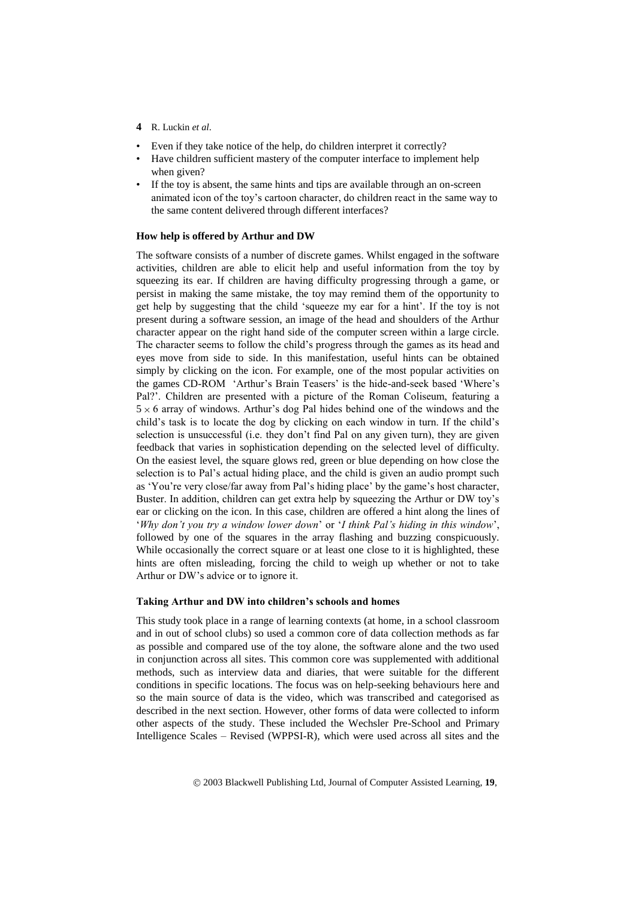- Even if they take notice of the help, do children interpret it correctly?
- Have children sufficient mastery of the computer interface to implement help when given?
- If the toy is absent, the same hints and tips are available through an on-screen animated icon of the toy's cartoon character, do children react in the same way to the same content delivered through different interfaces?

### How help is offered by Arthur and DW

The software consists of a number of discrete games. Whilst engaged in the software activities, children are able to elicit help and useful information from the toy by squeezing its ear. If children are having difficulty progressing through a game, or persist in making the same mistake, the toy may remind them of the opportunity to get help by suggesting that the child 'squeeze my ear for a hint'. If the toy is not present during a software session, an image of the head and shoulders of the Arthur character appear on the right hand side of the computer screen within a large circle. The character seems to follow the child's progress through the games as its head and eyes move from side to side. In this manifestation, useful hints can be obtained simply by clicking on the icon. For example, one of the most popular activities on the games CD-ROM 'Arthur's Brain Teasers' is the hide-and-seek based 'Where's Pal?'. Children are presented with a picture of the Roman Coliseum, featuring a $5 \times 6$ array of windows. Arthur's dog Pal hides behind one of the windows and the child's task is to locate the dog by clicking on each window in turn. If the child's selection is unsuccessful (i.e. they don't find Pal on any given turn), they are given feedback that varies in sophistication depending on the selected level of difficulty. On the easiest level, the square glows red, green or blue depending on how close the selection is to Pal's actual hiding place, and the child is given an audio prompt such as 'You're very close/far away from Pal's hiding place' by the game's host character, Buster. In addition, children can get extra help by squeezing the Arthur or DW toy's ear or clicking on the icon. In this case, children are offered a hint along the lines of '*Why don't you try a window lower down*' or '*I think Pal's hiding in this window*', followed by one of the squares in the array flashing and buzzing conspicuously. While occasionally the correct square or at least one close to it is highlighted, these hints are often misleading, forcing the child to weigh up whether or not to take Arthur or DW's advice or to ignore it.

### Taking Arthur and DW into children's schools and homes

This study took place in a range of learning contexts (at home, in a school classroom and in out of school clubs) so used a common core of data collection methods as far as possible and compared use of the toy alone, the software alone and the two used in conjunction across all sites. This common core was supplemented with additional methods, such as interview data and diaries, that were suitable for the different conditions in specific locations. The focus was on help-seeking behaviours here and so the main source of data is the video, which was transcribed and categorised as described in the next section. However, other forms of data were collected to inform other aspects of the study. These included the Wechsler Pre-School and Primary Intelligence Scales – Revised (WPPSI-R), which were used across all sites and the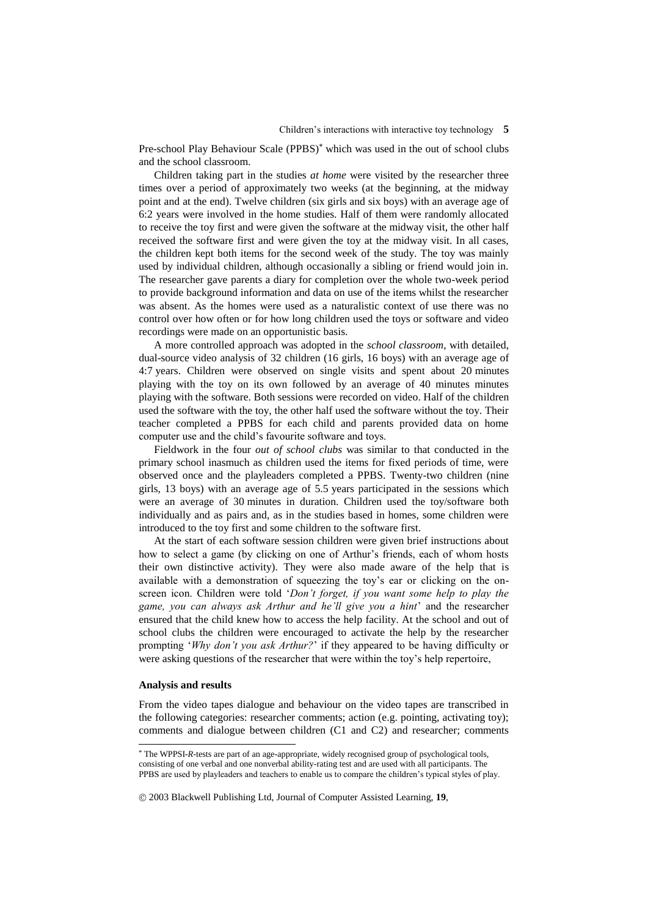Pre-school Play Behaviour Scale (PPBS)* which was used in the out of school clubs and the school classroom.

Children taking part in the studies *at home* were visited by the researcher three times over a period of approximately two weeks (at the beginning, at the midway point and at the end). Twelve children (six girls and six boys) with an average age of 6:2 years were involved in the home studies. Half of them were randomly allocated to receive the toy first and were given the software at the midway visit, the other half received the software first and were given the toy at the midway visit. In all cases, the children kept both items for the second week of the study. The toy was mainly used by individual children, although occasionally a sibling or friend would join in. The researcher gave parents a diary for completion over the whole two-week period to provide background information and data on use of the items whilst the researcher was absent. As the homes were used as a naturalistic context of use there was no control over how often or for how long children used the toys or software and video recordings were made on an opportunistic basis.

A more controlled approach was adopted in the *school classroom*, with detailed, dual-source video analysis of 32 children (16 girls, 16 boys) with an average age of 4:7 years. Children were observed on single visits and spent about 20 minutes playing with the toy on its own followed by an average of 40 minutes minutes playing with the software. Both sessions were recorded on video. Half of the children used the software with the toy, the other half used the software without the toy. Their teacher completed a PPBS for each child and parents provided data on home computer use and the child's favourite software and toys.

Fieldwork in the four *out of school clubs* was similar to that conducted in the primary school inasmuch as children used the items for fixed periods of time, were observed once and the playleaders completed a PPBS. Twenty-two children (nine girls, 13 boys) with an average age of 5.5 years participated in the sessions which were an average of 30 minutes in duration. Children used the toy/software both individually and as pairs and, as in the studies based in homes, some children were introduced to the toy first and some children to the software first.

At the start of each software session children were given brief instructions about how to select a game (by clicking on one of Arthur's friends, each of whom hosts their own distinctive activity). They were also made aware of the help that is available with a demonstration of squeezing the toy's ear or clicking on the on-screen icon. Children were told '*Don't forget, if you want some help to play the game, you can always ask Arthur and he'll give you a hint*' and the researcher ensured that the child knew how to access the help facility. At the school and out of school clubs the children were encouraged to activate the help by the researcher prompting '*Why don't you ask Arthur?*' if they appeared to be having difficulty or were asking questions of the researcher that were within the toy's help repertoire,

**Analysis and results**

From the video tapes dialogue and behaviour on the video tapes are transcribed in the following categories: researcher comments; action (e.g. pointing, activating toy); comments and dialogue between children (C1 and C2) and researcher; comments

\* The WPPSI-*R*-tests are part of an age-appropriate, widely recognised group of psychological tools, consisting of one verbal and one nonverbal ability-rating test and are used with all participants. The PPBS are used by playleaders and teachers to enable us to compare the children's typical styles of play.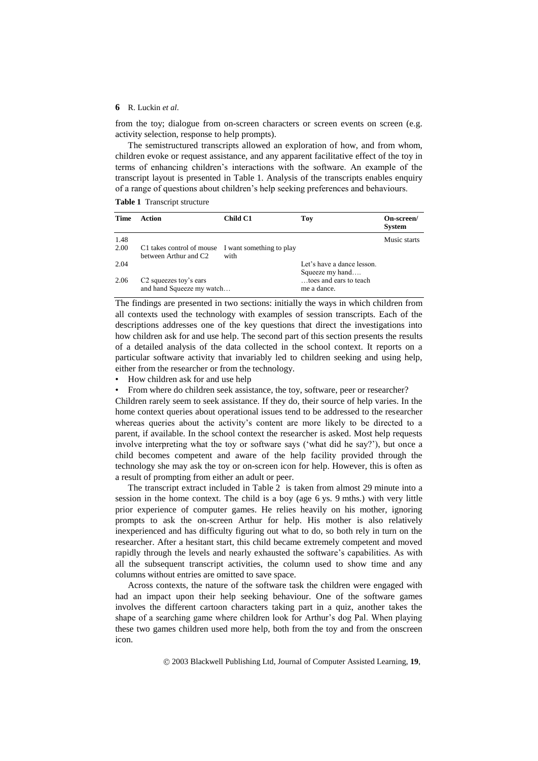from the toy; dialogue from on-screen characters or screen events on screen (e.g. activity selection, response to help prompts).

The semistructured transcripts allowed an exploration of how, and from whom, children evoke or request assistance, and any apparent facilitative effect of the toy in terms of enhancing children's interactions with the software. An example of the transcript layout is presented in Table 1. Analysis of the transcripts enables enquiry of a range of questions about children's help seeking preferences and behaviours.

**Table 1** Transcript structure

| Time | Action | Child C1 | Toy | On-screen/ System |
|---|---|---|---|---|
| 1.48 | | | | Music starts |
| 2.00 | C1 takes control of mouse between Arthur and C2 | I want something to play with | | |
| 2.04 | | | Let's have a dance lesson. Squeeze my hand…. | |
| 2.06 | C2 squeezes toy's ears and hand Squeeze my watch… | | …toes and ears to teach me a dance. | |

The findings are presented in two sections: initially the ways in which children from all contexts used the technology with examples of session transcripts. Each of the descriptions addresses one of the key questions that direct the investigations into how children ask for and use help. The second part of this section presents the results of a detailed analysis of the data collected in the school context. It reports on a particular software activity that invariably led to children seeking and using help, either from the researcher or from the technology.

- How children ask for and use help
- From where do children seek assistance, the toy, software, peer or researcher?

Children rarely seem to seek assistance. If they do, their source of help varies. In the home context queries about operational issues tend to be addressed to the researcher whereas queries about the activity's content are more likely to be directed to a parent, if available. In the school context the researcher is asked. Most help requests involve interpreting what the toy or software says ('what did he say?'), but once a child becomes competent and aware of the help facility provided through the technology she may ask the toy or on-screen icon for help. However, this is often as a result of prompting from either an adult or peer.

The transcript extract included in Table 2 is taken from almost 29 minute into a session in the home context. The child is a boy (age 6 ys. 9 mths.) with very little prior experience of computer games. He relies heavily on his mother, ignoring prompts to ask the on-screen Arthur for help. His mother is also relatively inexperienced and has difficulty figuring out what to do, so both rely in turn on the researcher. After a hesitant start, this child became extremely competent and moved rapidly through the levels and nearly exhausted the software's capabilities. As with all the subsequent transcript activities, the column used to show time and any columns without entries are omitted to save space.

Across contexts, the nature of the software task the children were engaged with had an impact upon their help seeking behaviour. One of the software games involves the different cartoon characters taking part in a quiz, another takes the shape of a searching game where children look for Arthur's dog Pal. When playing these two games children used more help, both from the toy and from the onscreen icon.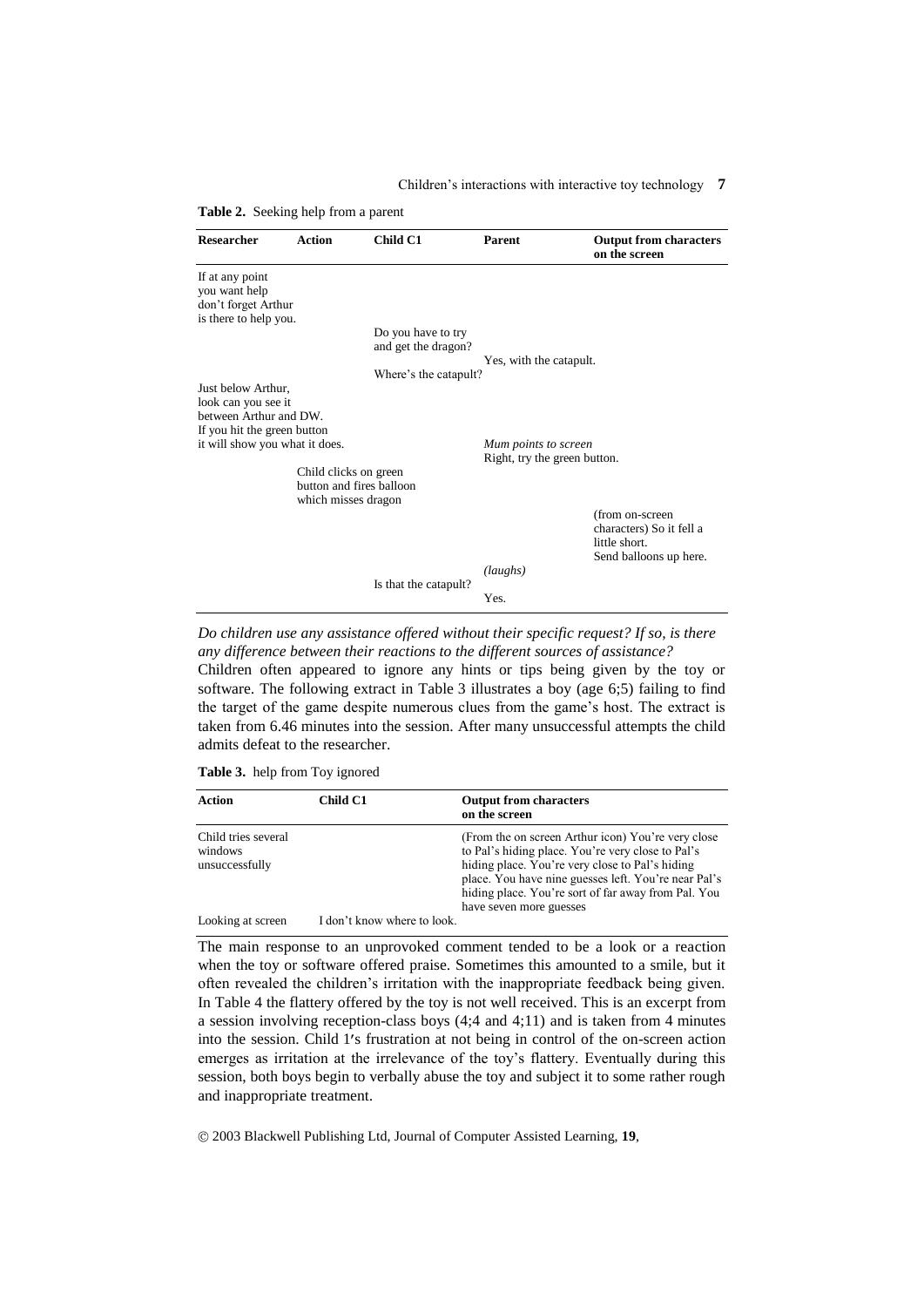**Table 2.** Seeking help from a parent

| Researcher | Action | Child C1 | Parent | Output from characters on the screen |
|---|---|---|---|---|
| If at any point you want help don't forget Arthur is there to help you. | | | | |
| | | Do you have to try and get the dragon? | | |
| | | | Yes, with the catapult. | |
| | | Where's the catapult? | | |
| Just below Arthur, look can you see it between Arthur and DW. If you hit the green button it will show you what it does. | | | *Mum points to screen* Right, try the green button. | |
| | Child clicks on green button and fires balloon which misses dragon | | | |
| | | | | (from on-screen characters) So it fell a little short. Send balloons up here. |
| | | | *(laughs)* | |
| | | Is that the catapult? | | |
| | | | Yes. | |

*Do children use any assistance offered without their specific request? If so, is there any difference between their reactions to the different sources of assistance?*

Children often appeared to ignore any hints or tips being given by the toy or software. The following extract in Table 3 illustrates a boy (age 6;5) failing to find the target of the game despite numerous clues from the game's host. The extract is taken from 6.46 minutes into the session. After many unsuccessful attempts the child admits defeat to the researcher.

**Table 3.** help from Toy ignored

| Action | Child C1 | Output from characters on the screen |
|---|---|---|
| Child tries several windows unsuccessfully | | (From the on screen Arthur icon) You're very close to Pal's hiding place. You're very close to Pal's hiding place. You're very close to Pal's hiding place. You have nine guesses left. You're near Pal's hiding place. You're sort of far away from Pal. You have seven more guesses |
| Looking at screen | I don't know where to look. | |

The main response to an unprovoked comment tended to be a look or a reaction when the toy or software offered praise. Sometimes this amounted to a smile, but it often revealed the children's irritation with the inappropriate feedback being given. In Table 4 the flattery offered by the toy is not well received. This is an excerpt from a session involving reception-class boys (4;4 and 4;11) and is taken from 4 minutes into the session. Child 1's frustration at not being in control of the on-screen action emerges as irritation at the irrelevance of the toy's flattery. Eventually during this session, both boys begin to verbally abuse the toy and subject it to some rather rough and inappropriate treatment.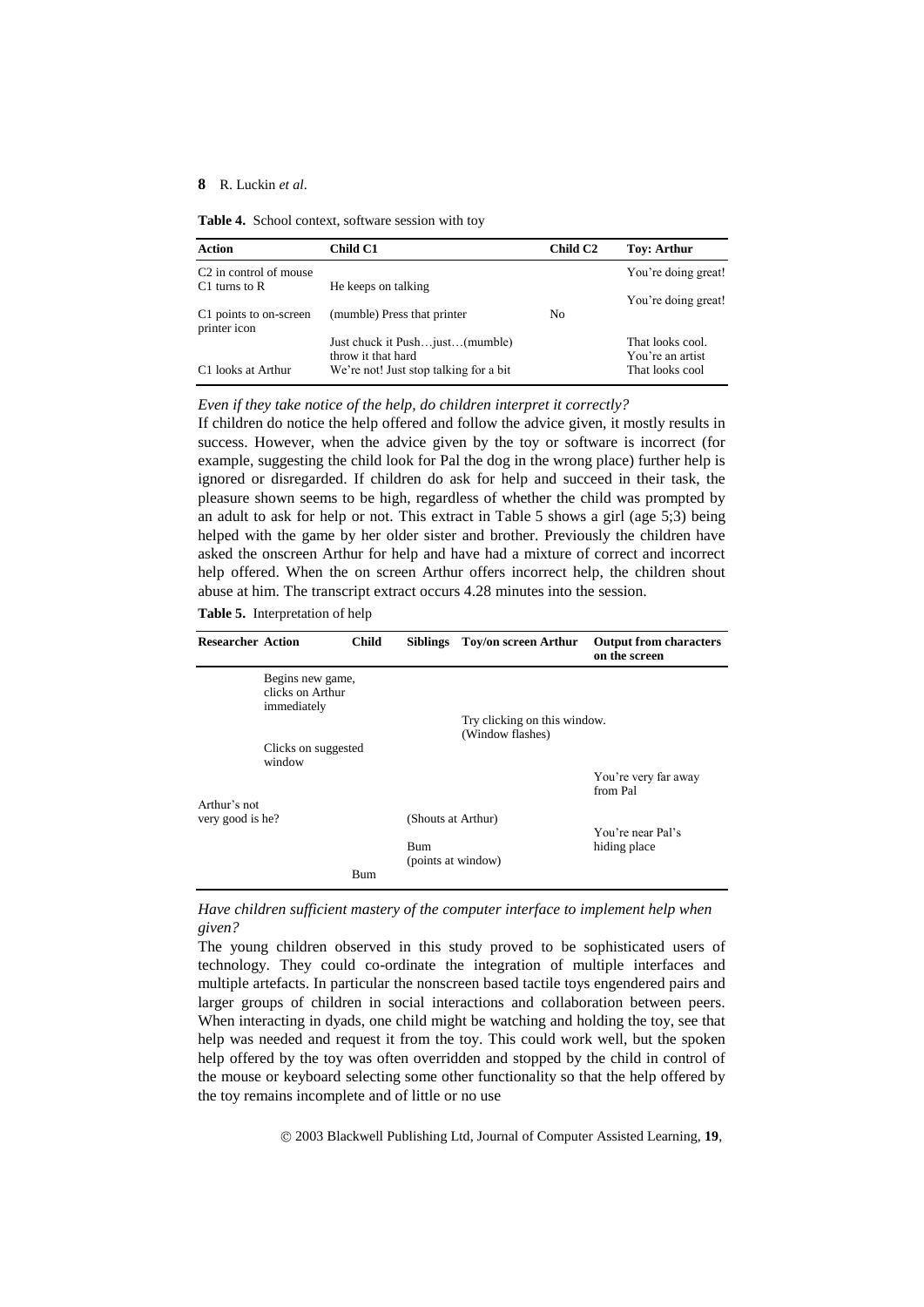**Table 4.** School context, software session with toy

| Action | Child C1 | Child C2 | Toy: Arthur |
|---|---|---|---|
| C2 in control of mouse | | | You're doing great! |
| C1 turns to R | He keeps on talking | | |
| | | | You're doing great! |
| C1 points to on-screen printer icon | (mumble) Press that printer | No | |
| | Just chuck it Push…just…(mumble) throw it that hard | | That looks cool. You're an artist |
| C1 looks at Arthur | We're not! Just stop talking for a bit | | That looks cool |

*Even if they take notice of the help, do children interpret it correctly?*

If children do notice the help offered and follow the advice given, it mostly results in success. However, when the advice given by the toy or software is incorrect (for example, suggesting the child look for Pal the dog in the wrong place) further help is ignored or disregarded. If children do ask for help and succeed in their task, the pleasure shown seems to be high, regardless of whether the child was prompted by an adult to ask for help or not. This extract in Table 5 shows a girl (age 5;3) being helped with the game by her older sister and brother. Previously the children have asked the onscreen Arthur for help and have had a mixture of correct and incorrect help offered. When the on screen Arthur offers incorrect help, the children shout abuse at him. The transcript extract occurs 4.28 minutes into the session.

**Table 5.** Interpretation of help

| Researcher | Action | Child | Siblings | Toy/on screen Arthur | Output from characters on the screen |
|---|---|---|---|---|---|
| | Begins new game, clicks on Arthur immediately | | | | |
| | | | | Try clicking on this window. (Window flashes) | |
| | Clicks on suggested window | | | | |
| | | | | | You're very far away from Pal |
| Arthur's not very good is he? | | | (Shouts at Arthur) | | |
| | | | | | You're near Pal's hiding place |
| | | | Bum (points at window) | | |
| | | Bum | | | |

*Have children sufficient mastery of the computer interface to implement help when given?*

The young children observed in this study proved to be sophisticated users of technology. They could co-ordinate the integration of multiple interfaces and multiple artefacts. In particular the nonscreen based tactile toys engendered pairs and larger groups of children in social interactions and collaboration between peers. When interacting in dyads, one child might be watching and holding the toy, see that help was needed and request it from the toy. This could work well, but the spoken help offered by the toy was often overridden and stopped by the child in control of the mouse or keyboard selecting some other functionality so that the help offered by the toy remains incomplete and of little or no use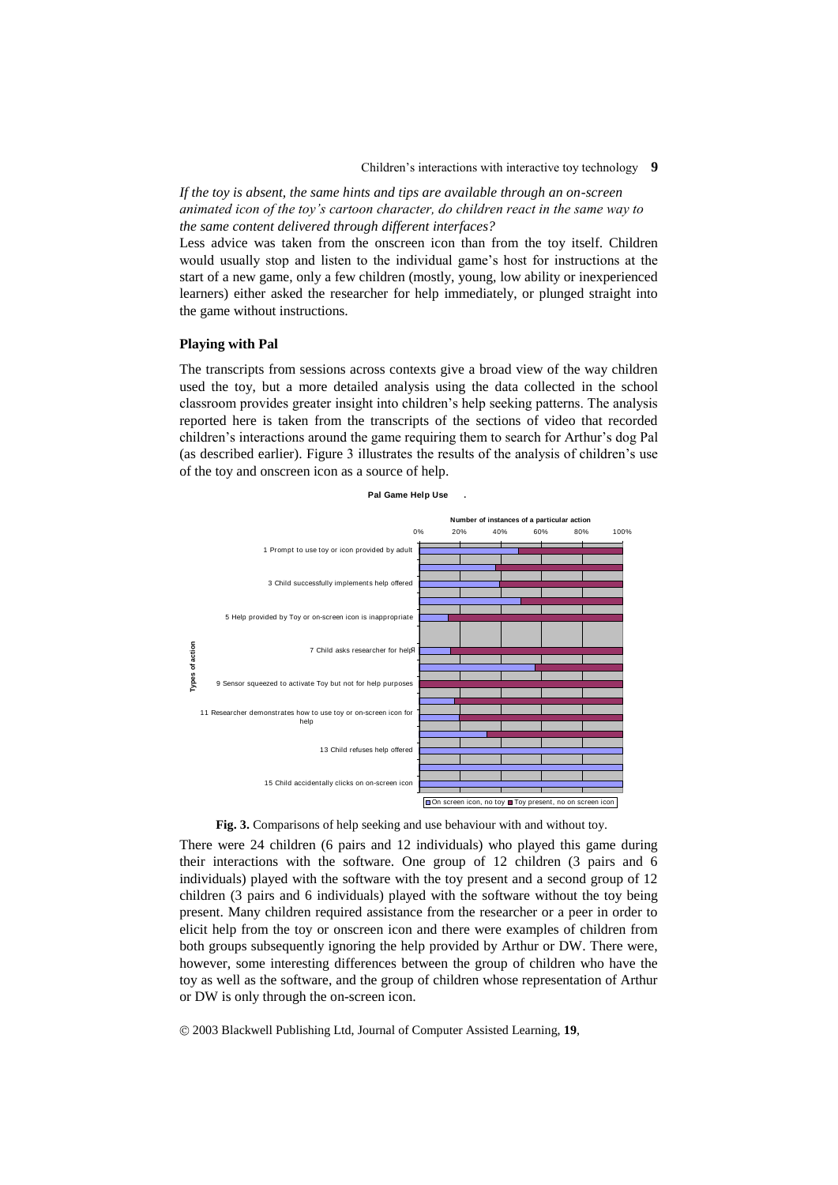*If the toy is absent, the same hints and tips are available through an on-screen animated icon of the toy's cartoon character, do children react in the same way to the same content delivered through different interfaces?*

Less advice was taken from the onscreen icon than from the toy itself. Children would usually stop and listen to the individual game's host for instructions at the start of a new game, only a few children (mostly, young, low ability or inexperienced learners) either asked the researcher for help immediately, or plunged straight into the game without instructions.

## Playing with Pal

The transcripts from sessions across contexts give a broad view of the way children used the toy, but a more detailed analysis using the data collected in the school classroom provides greater insight into children's help seeking patterns. The analysis reported here is taken from the transcripts of the sections of video that recorded children's interactions around the game requiring them to search for Arthur's dog Pal (as described earlier). Figure 3 illustrates the results of the analysis of children's use of the toy and onscreen icon as a source of help.

**Fig. 3.** Comparisons of help seeking and use behaviour with and without toy.

There were 24 children (6 pairs and 12 individuals) who played this game during their interactions with the software. One group of 12 children (3 pairs and 6 individuals) played with the software with the toy present and a second group of 12 children (3 pairs and 6 individuals) played with the software without the toy being present. Many children required assistance from the researcher or a peer in order to elicit help from the toy or onscreen icon and there were examples of children from both groups subsequently ignoring the help provided by Arthur or DW. There were, however, some interesting differences between the group of children who have the toy as well as the software, and the group of children whose representation of Arthur or DW is only through the on-screen icon.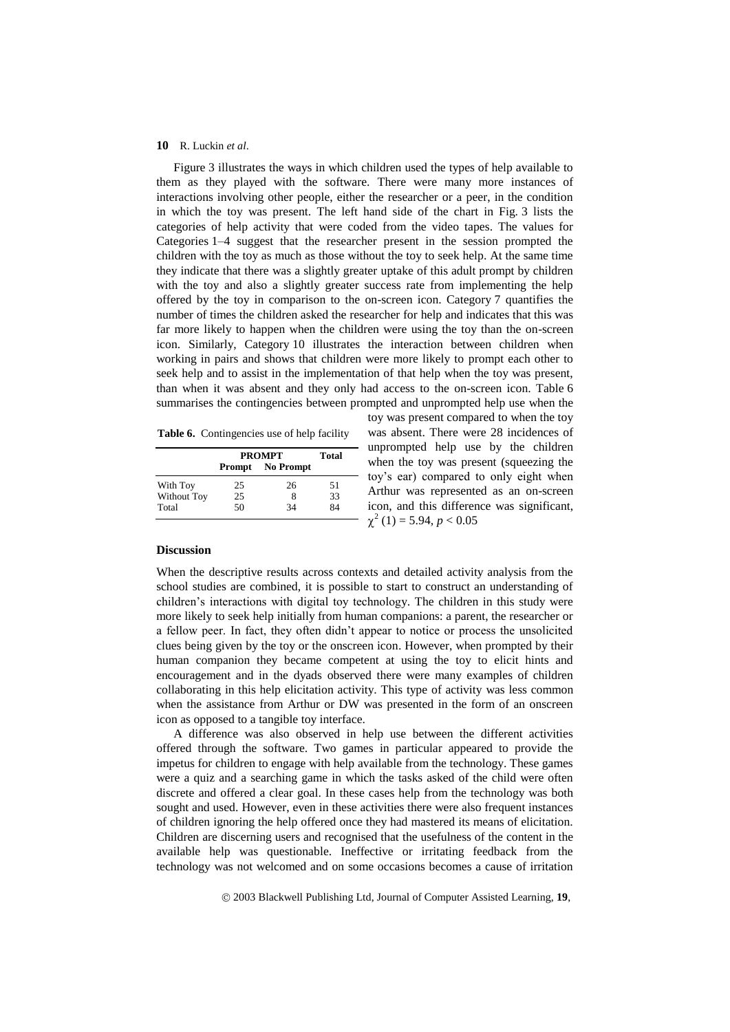Figure 3 illustrates the ways in which children used the types of help available to them as they played with the software. There were many more instances of interactions involving other people, either the researcher or a peer, in the condition in which the toy was present. The left hand side of the chart in Fig. 3 lists the categories of help activity that were coded from the video tapes. The values for Categories 1–4 suggest that the researcher present in the session prompted the children with the toy as much as those without the toy to seek help. At the same time they indicate that there was a slightly greater uptake of this adult prompt by children with the toy and also a slightly greater success rate from implementing the help offered by the toy in comparison to the on-screen icon. Category 7 quantifies the number of times the children asked the researcher for help and indicates that this was far more likely to happen when the children were using the toy than the on-screen icon. Similarly, Category 10 illustrates the interaction between children when working in pairs and shows that children were more likely to prompt each other to seek help and to assist in the implementation of that help when the toy was present, than when it was absent and they only had access to the on-screen icon. Table 6 summarises the contingencies between prompted and unprompted help use when the toy was present compared to when the toy was absent. There were 28 incidences of unprompted help use by the children when the toy was present (squeezing the toy's ear) compared to only eight when Arthur was represented as an on-screen icon, and this difference was significant, $\chi^2\,(1) = 5.94$, $p < 0.05$

**Table 6.** Contingencies use of help facility

| | PROMPT | | Total |
|---|---|---|---|
| | Prompt | No Prompt | |
| With Toy | 25 | 26 | 51 |
| Without Toy | 25 | 8 | 33 |
| Total | 50 | 34 | 84 |

### Discussion

When the descriptive results across contexts and detailed activity analysis from the school studies are combined, it is possible to start to construct an understanding of children's interactions with digital toy technology. The children in this study were more likely to seek help initially from human companions: a parent, the researcher or a fellow peer. In fact, they often didn't appear to notice or process the unsolicited clues being given by the toy or the onscreen icon. However, when prompted by their human companion they became competent at using the toy to elicit hints and encouragement and in the dyads observed there were many examples of children collaborating in this help elicitation activity. This type of activity was less common when the assistance from Arthur or DW was presented in the form of an onscreen icon as opposed to a tangible toy interface.

A difference was also observed in help use between the different activities offered through the software. Two games in particular appeared to provide the impetus for children to engage with help available from the technology. These games were a quiz and a searching game in which the tasks asked of the child were often discrete and offered a clear goal. In these cases help from the technology was both sought and used. However, even in these activities there were also frequent instances of children ignoring the help offered once they had mastered its means of elicitation. Children are discerning users and recognised that the usefulness of the content in the available help was questionable. Ineffective or irritating feedback from the technology was not welcomed and on some occasions becomes a cause of irritation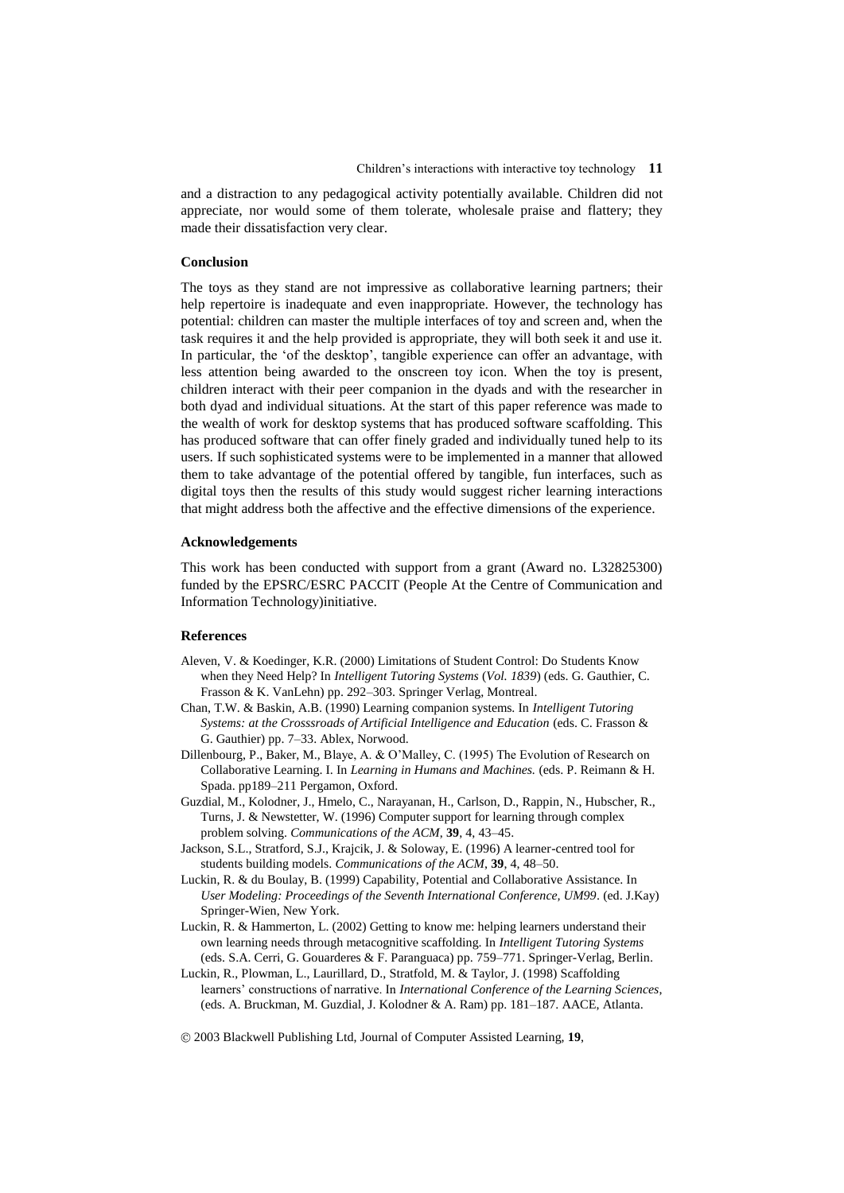and a distraction to any pedagogical activity potentially available. Children did not appreciate, nor would some of them tolerate, wholesale praise and flattery; they made their dissatisfaction very clear.

### Conclusion

The toys as they stand are not impressive as collaborative learning partners; their help repertoire is inadequate and even inappropriate. However, the technology has potential: children can master the multiple interfaces of toy and screen and, when the task requires it and the help provided is appropriate, they will both seek it and use it. In particular, the 'of the desktop', tangible experience can offer an advantage, with less attention being awarded to the onscreen toy icon. When the toy is present, children interact with their peer companion in the dyads and with the researcher in both dyad and individual situations. At the start of this paper reference was made to the wealth of work for desktop systems that has produced software scaffolding. This has produced software that can offer finely graded and individually tuned help to its users. If such sophisticated systems were to be implemented in a manner that allowed them to take advantage of the potential offered by tangible, fun interfaces, such as digital toys then the results of this study would suggest richer learning interactions that might address both the affective and the effective dimensions of the experience.

### Acknowledgements

This work has been conducted with support from a grant (Award no. L32825300) funded by the EPSRC/ESRC PACCIT (People At the Centre of Communication and Information Technology)initiative.

### References

Aleven, V. & Koedinger, K.R. (2000) Limitations of Student Control: Do Students Know when they Need Help? In *Intelligent Tutoring Systems* (*Vol. 1839*) (eds. G. Gauthier, C. Frasson & K. VanLehn) pp. 292–303. Springer Verlag, Montreal.

Chan, T.W. & Baskin, A.B. (1990) Learning companion systems. In *Intelligent Tutoring Systems: at the Crosssroads of Artificial Intelligence and Education* (eds. C. Frasson & G. Gauthier) pp. 7–33. Ablex, Norwood.

Dillenbourg, P., Baker, M., Blaye, A. & O'Malley, C. (1995) The Evolution of Research on Collaborative Learning. I. In *Learning in Humans and Machines.* (eds. P. Reimann & H. Spada. pp189–211 Pergamon, Oxford.

Guzdial, M., Kolodner, J., Hmelo, C., Narayanan, H., Carlson, D., Rappin, N., Hubscher, R., Turns, J. & Newstetter, W. (1996) Computer support for learning through complex problem solving. *Communications of the ACM*, **39**, 4, 43–45.

Jackson, S.L., Stratford, S.J., Krajcik, J. & Soloway, E. (1996) A learner-centred tool for students building models. *Communications of the ACM*, **39**, 4, 48–50.

Luckin, R. & du Boulay, B. (1999) Capability, Potential and Collaborative Assistance. In *User Modeling: Proceedings of the Seventh International Conference, UM99*. (ed. J.Kay) Springer-Wien, New York.

Luckin, R. & Hammerton, L. (2002) Getting to know me: helping learners understand their own learning needs through metacognitive scaffolding. In *Intelligent Tutoring Systems* (eds. S.A. Cerri, G. Gouarderes & F. Paranguaca) pp. 759–771. Springer-Verlag, Berlin.

Luckin, R., Plowman, L., Laurillard, D., Stratfold, M. & Taylor, J. (1998) Scaffolding learners' constructions of narrative. In *International Conference of the Learning Sciences*, (eds. A. Bruckman, M. Guzdial, J. Kolodner & A. Ram) pp. 181–187. AACE, Atlanta.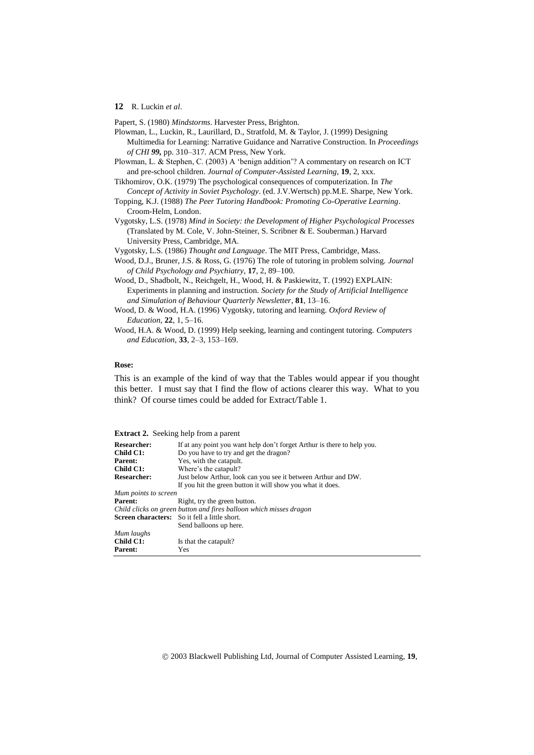Papert, S. (1980) *Mindstorms*. Harvester Press, Brighton.

Plowman, L., Luckin, R., Laurillard, D., Stratfold, M. & Taylor, J. (1999) Designing Multimedia for Learning: Narrative Guidance and Narrative Construction. In *Proceedings of CHI **99***, pp. 310–317. ACM Press, New York.

Plowman, L. & Stephen, C. (2003) A 'benign addition'? A commentary on research on ICT and pre-school children. *Journal of Computer-Assisted Learning*, **19**, 2, xxx.

Tikhomirov, O.K. (1979) The psychological consequences of computerization. In *The Concept of Activity in Soviet Psychology*. (ed. J.V.Wertsch) pp.M.E. Sharpe, New York.

Topping, K.J. (1988) *The Peer Tutoring Handbook: Promoting Co-Operative Learning*. Croom-Helm, London.

Vygotsky, L.S. (1978) *Mind in Society: the Development of Higher Psychological Processes* (Translated by M. Cole, V. John-Steiner, S. Scribner & E. Souberman.) Harvard University Press, Cambridge, MA.

Vygotsky, L.S. (1986) *Thought and Language*. The MIT Press, Cambridge, Mass.

Wood, D.J., Bruner, J.S. & Ross, G. (1976) The role of tutoring in problem solving. *Journal of Child Psychology and Psychiatry*, **17**, 2, 89–100.

Wood, D., Shadbolt, N., Reichgelt, H., Wood, H. & Paskiewitz, T. (1992) EXPLAIN: Experiments in planning and instruction. *Society for the Study of Artificial Intelligence and Simulation of Behaviour Quarterly Newsletter*, **81**, 13–16.

Wood, D. & Wood, H.A. (1996) Vygotsky, tutoring and learning. *Oxford Review of Education*, **22**, 1, 5–16.

Wood, H.A. & Wood, D. (1999) Help seeking, learning and contingent tutoring. *Computers and Education*, **33**, 2–3, 153–169.

**Rose:**

This is an example of the kind of way that the Tables would appear if you thought this better. I must say that I find the flow of actions clearer this way. What to you think? Of course times could be added for Extract/Table 1.

**Extract 2.** Seeking help from a parent

| | |
|---|---|
| **Researcher:** | If at any point you want help don't forget Arthur is there to help you. |
| **Child C1:** | Do you have to try and get the dragon? |
| **Parent:** | Yes, with the catapult. |
| **Child C1:** | Where's the catapult? |
| **Researcher:** | Just below Arthur, look can you see it between Arthur and DW. If you hit the green button it will show you what it does. |
| *Mum points to screen* | |
| **Parent:** | Right, try the green button. |
| *Child clicks on green button and fires balloon which misses dragon* | |
| **Screen characters:** | So it fell a little short. Send balloons up here. |
| *Mum laughs* | |
| **Child C1:** | Is that the catapult? |
| **Parent:** | Yes |